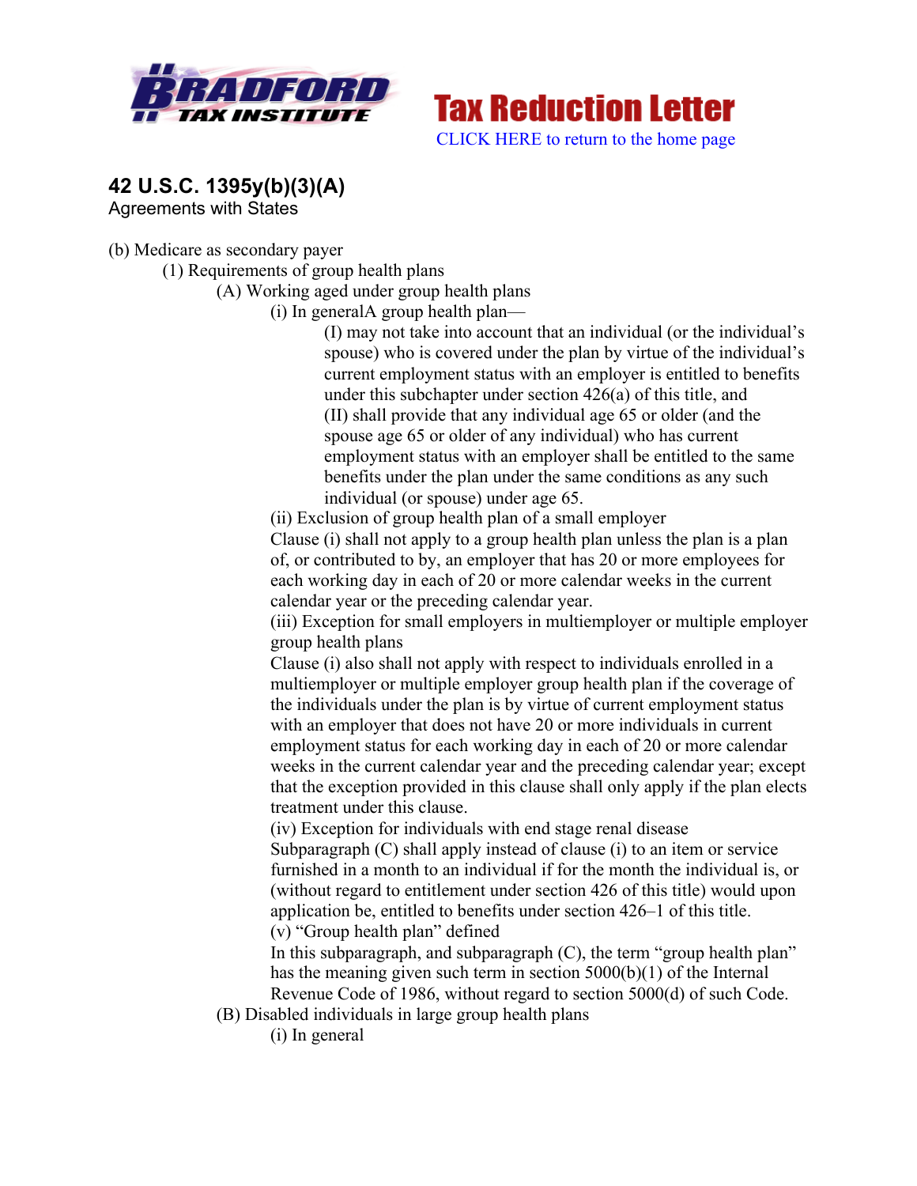Tax Reduction Letter

CLICK HERE to return to the home page

## 42 U.S.C. 1395y(b)(3)(A)

Agreements with States

(b) Medicare as secondary payer

(1) Requirements of group health plans

(A) Working aged under group health plans

(i) In generalA group health plan—

(I) may not take into account that an individual (or the individual's spouse) who is covered under the plan by virtue of the individual's current employment status with an employer is entitled to benefits under this subchapter under section 426(a) of this title, and

(II) shall provide that any individual age 65 or older (and the spouse age 65 or older of any individual) who has current employment status with an employer shall be entitled to the same benefits under the plan under the same conditions as any such individual (or spouse) under age 65.

(ii) Exclusion of group health plan of a small employer

Clause (i) shall not apply to a group health plan unless the plan is a plan of, or contributed to by, an employer that has 20 or more employees for each working day in each of 20 or more calendar weeks in the current calendar year or the preceding calendar year.

(iii) Exception for small employers in multiemployer or multiple employer group health plans

Clause (i) also shall not apply with respect to individuals enrolled in a multiemployer or multiple employer group health plan if the coverage of the individuals under the plan is by virtue of current employment status with an employer that does not have 20 or more individuals in current employment status for each working day in each of 20 or more calendar weeks in the current calendar year and the preceding calendar year; except that the exception provided in this clause shall only apply if the plan elects treatment under this clause.

(iv) Exception for individuals with end stage renal disease

Subparagraph (C) shall apply instead of clause (i) to an item or service furnished in a month to an individual if for the month the individual is, or (without regard to entitlement under section 426 of this title) would upon application be, entitled to benefits under section 426–1 of this title.

(v) "Group health plan" defined

In this subparagraph, and subparagraph (C), the term "group health plan" has the meaning given such term in section 5000(b)(1) of the Internal Revenue Code of 1986, without regard to section 5000(d) of such Code.

(B) Disabled individuals in large group health plans

(i) In general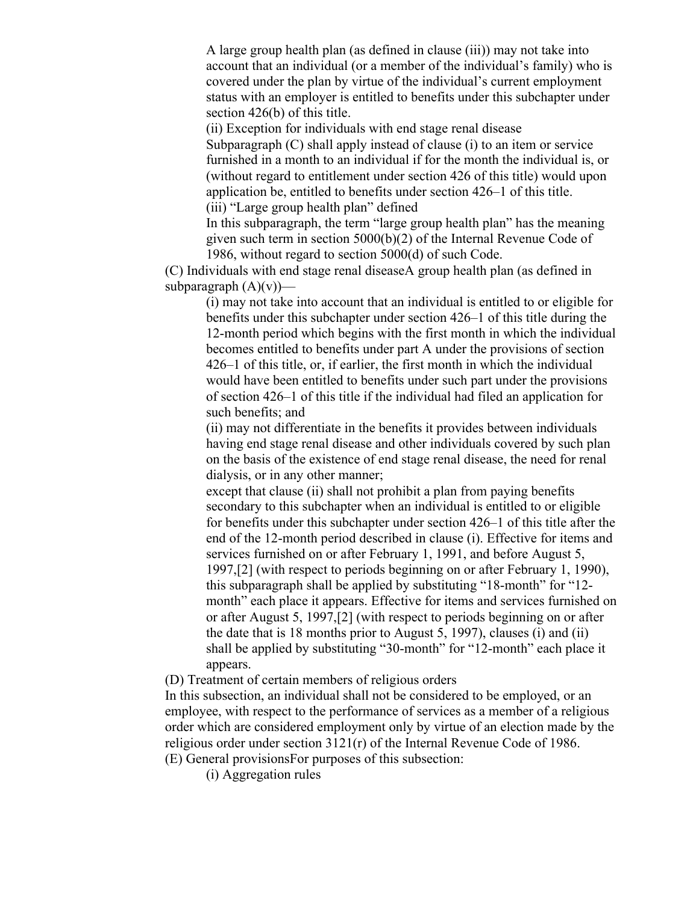A large group health plan (as defined in clause (iii)) may not take into account that an individual (or a member of the individual's family) who is covered under the plan by virtue of the individual's current employment status with an employer is entitled to benefits under this subchapter under section 426(b) of this title.

(ii) Exception for individuals with end stage renal disease

Subparagraph (C) shall apply instead of clause (i) to an item or service furnished in a month to an individual if for the month the individual is, or (without regard to entitlement under section 426 of this title) would upon application be, entitled to benefits under section 426–1 of this title.

(iii) "Large group health plan" defined

In this subparagraph, the term "large group health plan" has the meaning given such term in section 5000(b)(2) of the Internal Revenue Code of 1986, without regard to section 5000(d) of such Code.

(C) Individuals with end stage renal diseaseA group health plan (as defined in subparagraph (A)(v))—

(i) may not take into account that an individual is entitled to or eligible for benefits under this subchapter under section 426–1 of this title during the 12-month period which begins with the first month in which the individual becomes entitled to benefits under part A under the provisions of section 426–1 of this title, or, if earlier, the first month in which the individual would have been entitled to benefits under such part under the provisions of section 426–1 of this title if the individual had filed an application for such benefits; and

(ii) may not differentiate in the benefits it provides between individuals having end stage renal disease and other individuals covered by such plan on the basis of the existence of end stage renal disease, the need for renal dialysis, or in any other manner;

except that clause (ii) shall not prohibit a plan from paying benefits secondary to this subchapter when an individual is entitled to or eligible for benefits under this subchapter under section 426–1 of this title after the end of the 12-month period described in clause (i). Effective for items and services furnished on or after February 1, 1991, and before August 5, 1997,[2] (with respect to periods beginning on or after February 1, 1990), this subparagraph shall be applied by substituting "18-month" for "12-month" each place it appears. Effective for items and services furnished on or after August 5, 1997,[2] (with respect to periods beginning on or after the date that is 18 months prior to August 5, 1997), clauses (i) and (ii) shall be applied by substituting "30-month" for "12-month" each place it appears.

(D) Treatment of certain members of religious orders

In this subsection, an individual shall not be considered to be employed, or an employee, with respect to the performance of services as a member of a religious order which are considered employment only by virtue of an election made by the religious order under section 3121(r) of the Internal Revenue Code of 1986.

(E) General provisionsFor purposes of this subsection:

(i) Aggregation rules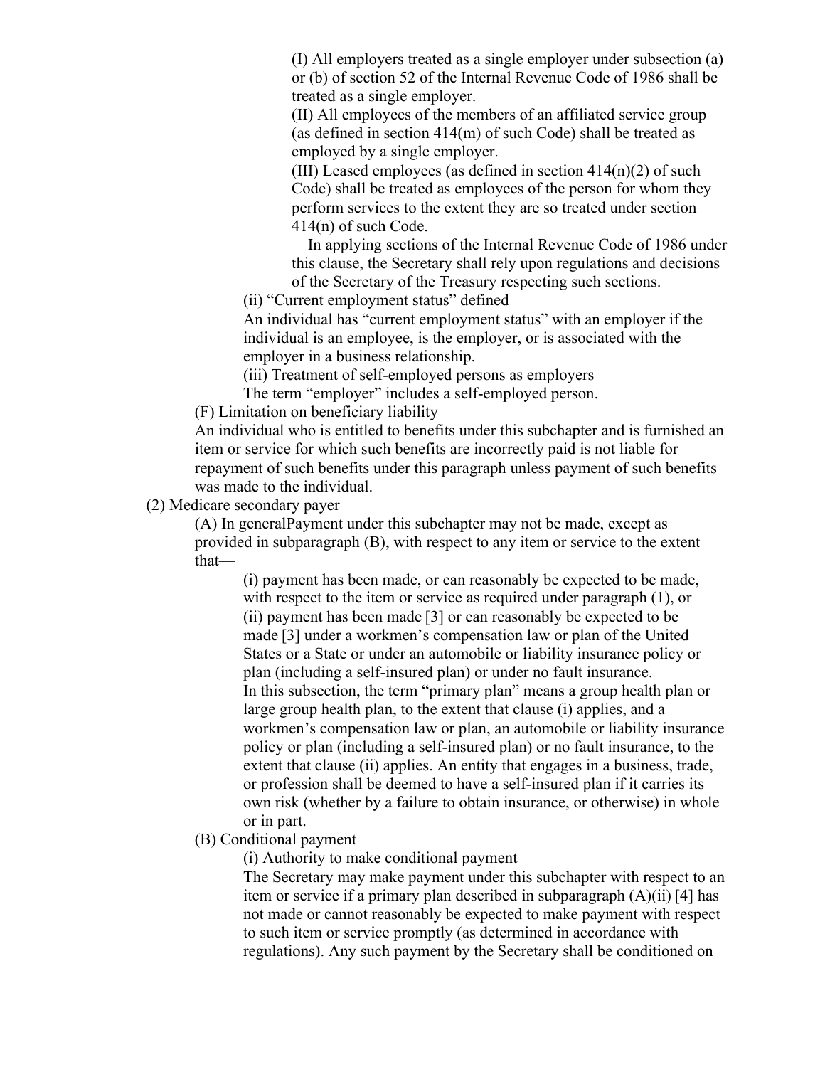(I) All employers treated as a single employer under subsection (a) or (b) of section 52 of the Internal Revenue Code of 1986 shall be treated as a single employer.

(II) All employees of the members of an affiliated service group (as defined in section 414(m) of such Code) shall be treated as employed by a single employer.

(III) Leased employees (as defined in section 414(n)(2) of such Code) shall be treated as employees of the person for whom they perform services to the extent they are so treated under section 414(n) of such Code.

In applying sections of the Internal Revenue Code of 1986 under this clause, the Secretary shall rely upon regulations and decisions of the Secretary of the Treasury respecting such sections.

(ii) "Current employment status" defined

An individual has "current employment status" with an employer if the individual is an employee, is the employer, or is associated with the employer in a business relationship.

(iii) Treatment of self-employed persons as employers

The term "employer" includes a self-employed person.

(F) Limitation on beneficiary liability

An individual who is entitled to benefits under this subchapter and is furnished an item or service for which such benefits are incorrectly paid is not liable for repayment of such benefits under this paragraph unless payment of such benefits was made to the individual.

(2) Medicare secondary payer

(A) In generalPayment under this subchapter may not be made, except as provided in subparagraph (B), with respect to any item or service to the extent that—

(i) payment has been made, or can reasonably be expected to be made, with respect to the item or service as required under paragraph (1), or

(ii) payment has been made [3] or can reasonably be expected to be made [3] under a workmen's compensation law or plan of the United States or a State or under an automobile or liability insurance policy or plan (including a self-insured plan) or under no fault insurance.

In this subsection, the term "primary plan" means a group health plan or large group health plan, to the extent that clause (i) applies, and a workmen's compensation law or plan, an automobile or liability insurance policy or plan (including a self-insured plan) or no fault insurance, to the extent that clause (ii) applies. An entity that engages in a business, trade, or profession shall be deemed to have a self-insured plan if it carries its own risk (whether by a failure to obtain insurance, or otherwise) in whole or in part.

(B) Conditional payment

(i) Authority to make conditional payment

The Secretary may make payment under this subchapter with respect to an item or service if a primary plan described in subparagraph (A)(ii) [4] has not made or cannot reasonably be expected to make payment with respect to such item or service promptly (as determined in accordance with regulations). Any such payment by the Secretary shall be conditioned on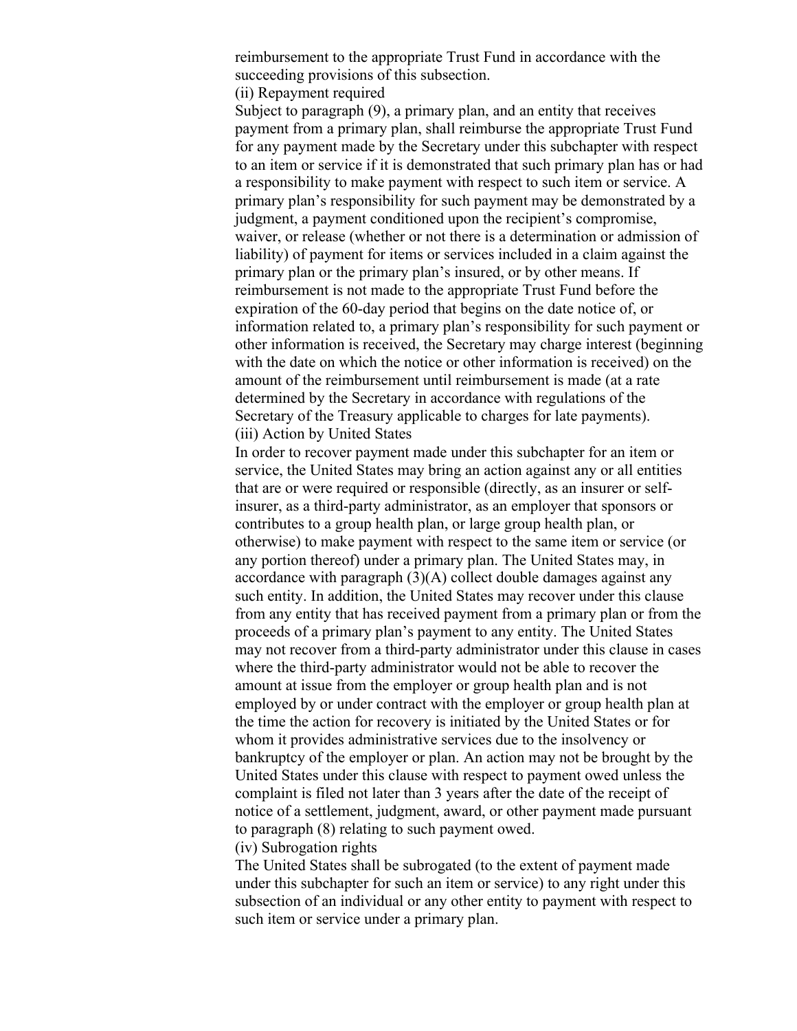reimbursement to the appropriate Trust Fund in accordance with the succeeding provisions of this subsection.

(ii) Repayment required

Subject to paragraph (9), a primary plan, and an entity that receives payment from a primary plan, shall reimburse the appropriate Trust Fund for any payment made by the Secretary under this subchapter with respect to an item or service if it is demonstrated that such primary plan has or had a responsibility to make payment with respect to such item or service. A primary plan's responsibility for such payment may be demonstrated by a judgment, a payment conditioned upon the recipient's compromise, waiver, or release (whether or not there is a determination or admission of liability) of payment for items or services included in a claim against the primary plan or the primary plan's insured, or by other means. If reimbursement is not made to the appropriate Trust Fund before the expiration of the 60-day period that begins on the date notice of, or information related to, a primary plan's responsibility for such payment or other information is received, the Secretary may charge interest (beginning with the date on which the notice or other information is received) on the amount of the reimbursement until reimbursement is made (at a rate determined by the Secretary in accordance with regulations of the Secretary of the Treasury applicable to charges for late payments).

(iii) Action by United States

In order to recover payment made under this subchapter for an item or service, the United States may bring an action against any or all entities that are or were required or responsible (directly, as an insurer or self-insurer, as a third-party administrator, as an employer that sponsors or contributes to a group health plan, or large group health plan, or otherwise) to make payment with respect to the same item or service (or any portion thereof) under a primary plan. The United States may, in accordance with paragraph (3)(A) collect double damages against any such entity. In addition, the United States may recover under this clause from any entity that has received payment from a primary plan or from the proceeds of a primary plan's payment to any entity. The United States may not recover from a third-party administrator under this clause in cases where the third-party administrator would not be able to recover the amount at issue from the employer or group health plan and is not employed by or under contract with the employer or group health plan at the time the action for recovery is initiated by the United States or for whom it provides administrative services due to the insolvency or bankruptcy of the employer or plan. An action may not be brought by the United States under this clause with respect to payment owed unless the complaint is filed not later than 3 years after the date of the receipt of notice of a settlement, judgment, award, or other payment made pursuant to paragraph (8) relating to such payment owed.

(iv) Subrogation rights

The United States shall be subrogated (to the extent of payment made under this subchapter for such an item or service) to any right under this subsection of an individual or any other entity to payment with respect to such item or service under a primary plan.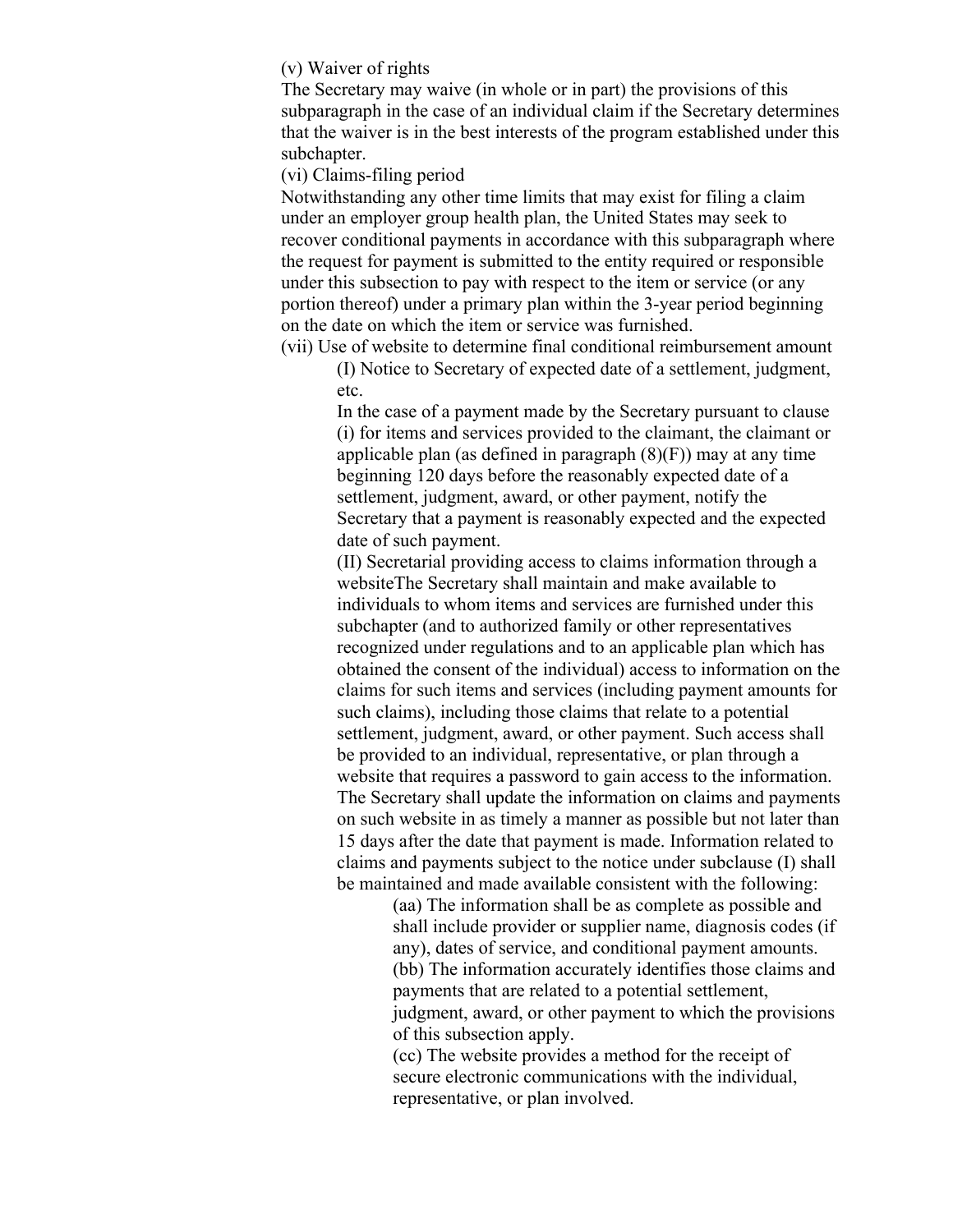(v) Waiver of rights

The Secretary may waive (in whole or in part) the provisions of this subparagraph in the case of an individual claim if the Secretary determines that the waiver is in the best interests of the program established under this subchapter.

(vi) Claims-filing period

Notwithstanding any other time limits that may exist for filing a claim under an employer group health plan, the United States may seek to recover conditional payments in accordance with this subparagraph where the request for payment is submitted to the entity required or responsible under this subsection to pay with respect to the item or service (or any portion thereof) under a primary plan within the 3-year period beginning on the date on which the item or service was furnished.

(vii) Use of website to determine final conditional reimbursement amount

(I) Notice to Secretary of expected date of a settlement, judgment, etc.

In the case of a payment made by the Secretary pursuant to clause (i) for items and services provided to the claimant, the claimant or applicable plan (as defined in paragraph (8)(F)) may at any time beginning 120 days before the reasonably expected date of a settlement, judgment, award, or other payment, notify the Secretary that a payment is reasonably expected and the expected date of such payment.

(II) Secretarial providing access to claims information through a websiteThe Secretary shall maintain and make available to individuals to whom items and services are furnished under this subchapter (and to authorized family or other representatives recognized under regulations and to an applicable plan which has obtained the consent of the individual) access to information on the claims for such items and services (including payment amounts for such claims), including those claims that relate to a potential settlement, judgment, award, or other payment. Such access shall be provided to an individual, representative, or plan through a website that requires a password to gain access to the information. The Secretary shall update the information on claims and payments on such website in as timely a manner as possible but not later than 15 days after the date that payment is made. Information related to claims and payments subject to the notice under subclause (I) shall be maintained and made available consistent with the following:

(aa) The information shall be as complete as possible and shall include provider or supplier name, diagnosis codes (if any), dates of service, and conditional payment amounts.

(bb) The information accurately identifies those claims and payments that are related to a potential settlement, judgment, award, or other payment to which the provisions of this subsection apply.

(cc) The website provides a method for the receipt of secure electronic communications with the individual, representative, or plan involved.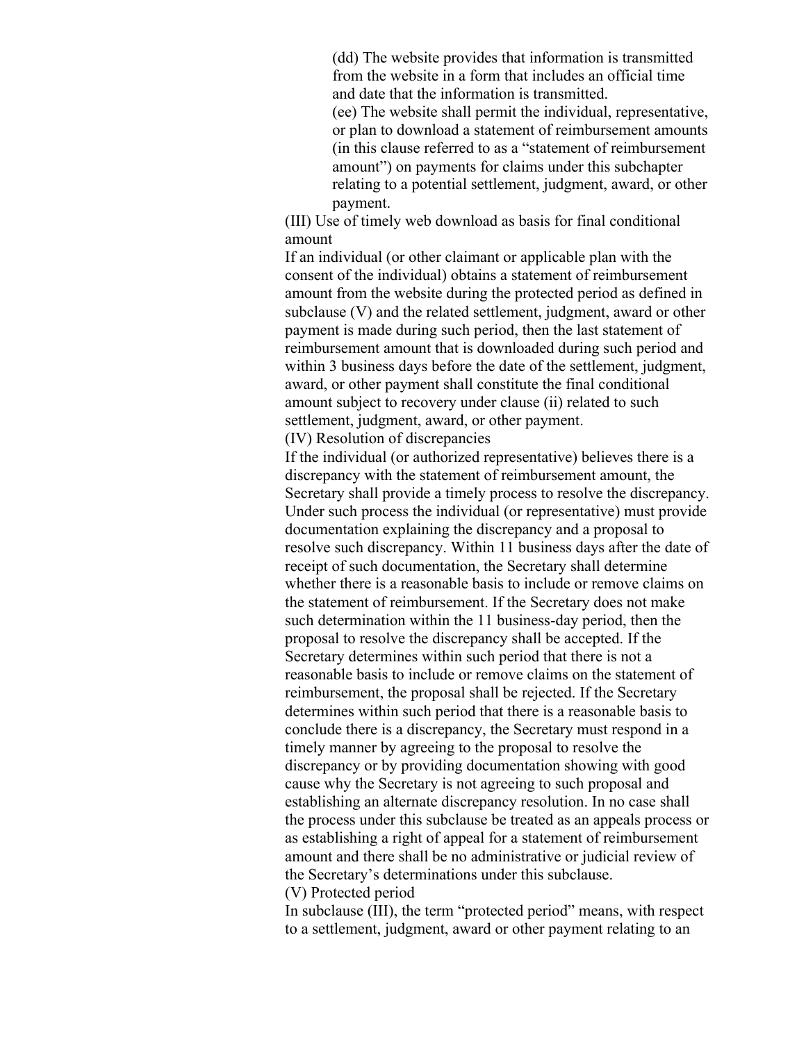(dd) The website provides that information is transmitted from the website in a form that includes an official time and date that the information is transmitted.

(ee) The website shall permit the individual, representative, or plan to download a statement of reimbursement amounts (in this clause referred to as a "statement of reimbursement amount") on payments for claims under this subchapter relating to a potential settlement, judgment, award, or other payment.

(III) Use of timely web download as basis for final conditional amount

If an individual (or other claimant or applicable plan with the consent of the individual) obtains a statement of reimbursement amount from the website during the protected period as defined in subclause (V) and the related settlement, judgment, award or other payment is made during such period, then the last statement of reimbursement amount that is downloaded during such period and within 3 business days before the date of the settlement, judgment, award, or other payment shall constitute the final conditional amount subject to recovery under clause (ii) related to such settlement, judgment, award, or other payment.

(IV) Resolution of discrepancies

If the individual (or authorized representative) believes there is a discrepancy with the statement of reimbursement amount, the Secretary shall provide a timely process to resolve the discrepancy. Under such process the individual (or representative) must provide documentation explaining the discrepancy and a proposal to resolve such discrepancy. Within 11 business days after the date of receipt of such documentation, the Secretary shall determine whether there is a reasonable basis to include or remove claims on the statement of reimbursement. If the Secretary does not make such determination within the 11 business-day period, then the proposal to resolve the discrepancy shall be accepted. If the Secretary determines within such period that there is not a reasonable basis to include or remove claims on the statement of reimbursement, the proposal shall be rejected. If the Secretary determines within such period that there is a reasonable basis to conclude there is a discrepancy, the Secretary must respond in a timely manner by agreeing to the proposal to resolve the discrepancy or by providing documentation showing with good cause why the Secretary is not agreeing to such proposal and establishing an alternate discrepancy resolution. In no case shall the process under this subclause be treated as an appeals process or as establishing a right of appeal for a statement of reimbursement amount and there shall be no administrative or judicial review of the Secretary's determinations under this subclause.

(V) Protected period

In subclause (III), the term "protected period" means, with respect to a settlement, judgment, award or other payment relating to an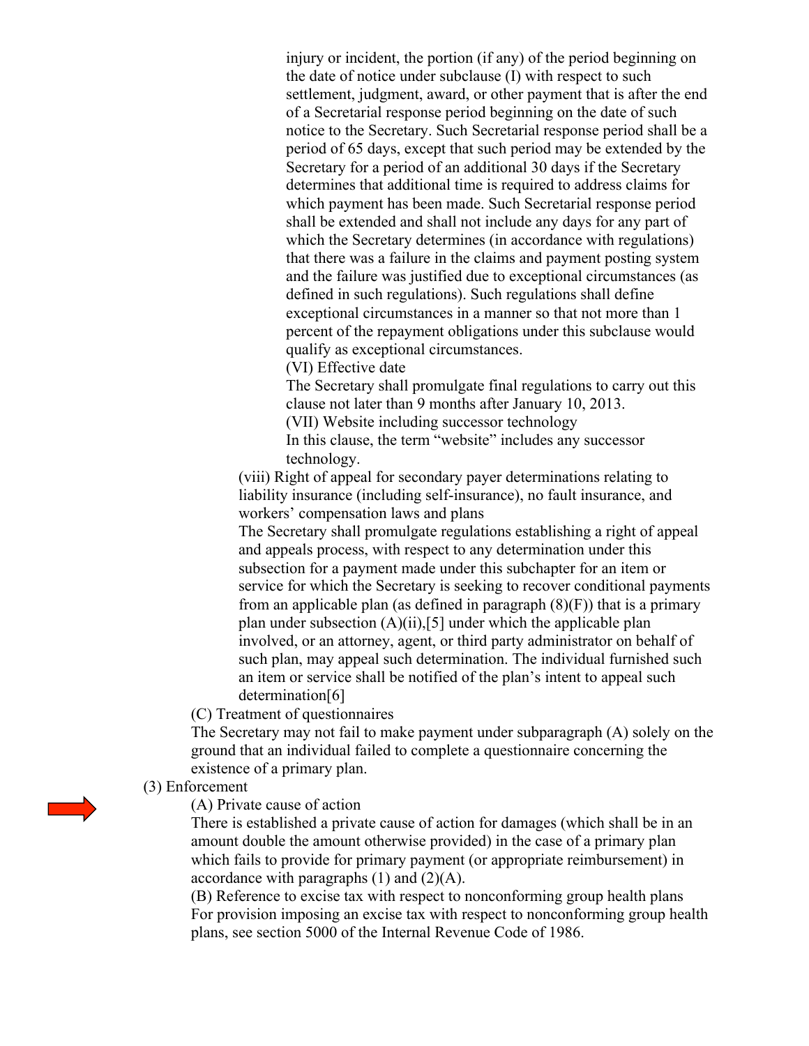injury or incident, the portion (if any) of the period beginning on the date of notice under subclause (I) with respect to such settlement, judgment, award, or other payment that is after the end of a Secretarial response period beginning on the date of such notice to the Secretary. Such Secretarial response period shall be a period of 65 days, except that such period may be extended by the Secretary for a period of an additional 30 days if the Secretary determines that additional time is required to address claims for which payment has been made. Such Secretarial response period shall be extended and shall not include any days for any part of which the Secretary determines (in accordance with regulations) that there was a failure in the claims and payment posting system and the failure was justified due to exceptional circumstances (as defined in such regulations). Such regulations shall define exceptional circumstances in a manner so that not more than 1 percent of the repayment obligations under this subclause would qualify as exceptional circumstances.

(VI) Effective date

The Secretary shall promulgate final regulations to carry out this clause not later than 9 months after January 10, 2013.

(VII) Website including successor technology

In this clause, the term "website" includes any successor technology.

(viii) Right of appeal for secondary payer determinations relating to liability insurance (including self-insurance), no fault insurance, and workers' compensation laws and plans

The Secretary shall promulgate regulations establishing a right of appeal and appeals process, with respect to any determination under this subsection for a payment made under this subchapter for an item or service for which the Secretary is seeking to recover conditional payments from an applicable plan (as defined in paragraph (8)(F)) that is a primary plan under subsection (A)(ii),[5] under which the applicable plan involved, or an attorney, agent, or third party administrator on behalf of such plan, may appeal such determination. The individual furnished such an item or service shall be notified of the plan's intent to appeal such determination[6]

(C) Treatment of questionnaires

The Secretary may not fail to make payment under subparagraph (A) solely on the ground that an individual failed to complete a questionnaire concerning the existence of a primary plan.

(3) Enforcement

(A) Private cause of action

There is established a private cause of action for damages (which shall be in an amount double the amount otherwise provided) in the case of a primary plan which fails to provide for primary payment (or appropriate reimbursement) in accordance with paragraphs (1) and (2)(A).

(B) Reference to excise tax with respect to nonconforming group health plans

For provision imposing an excise tax with respect to nonconforming group health plans, see section 5000 of the Internal Revenue Code of 1986.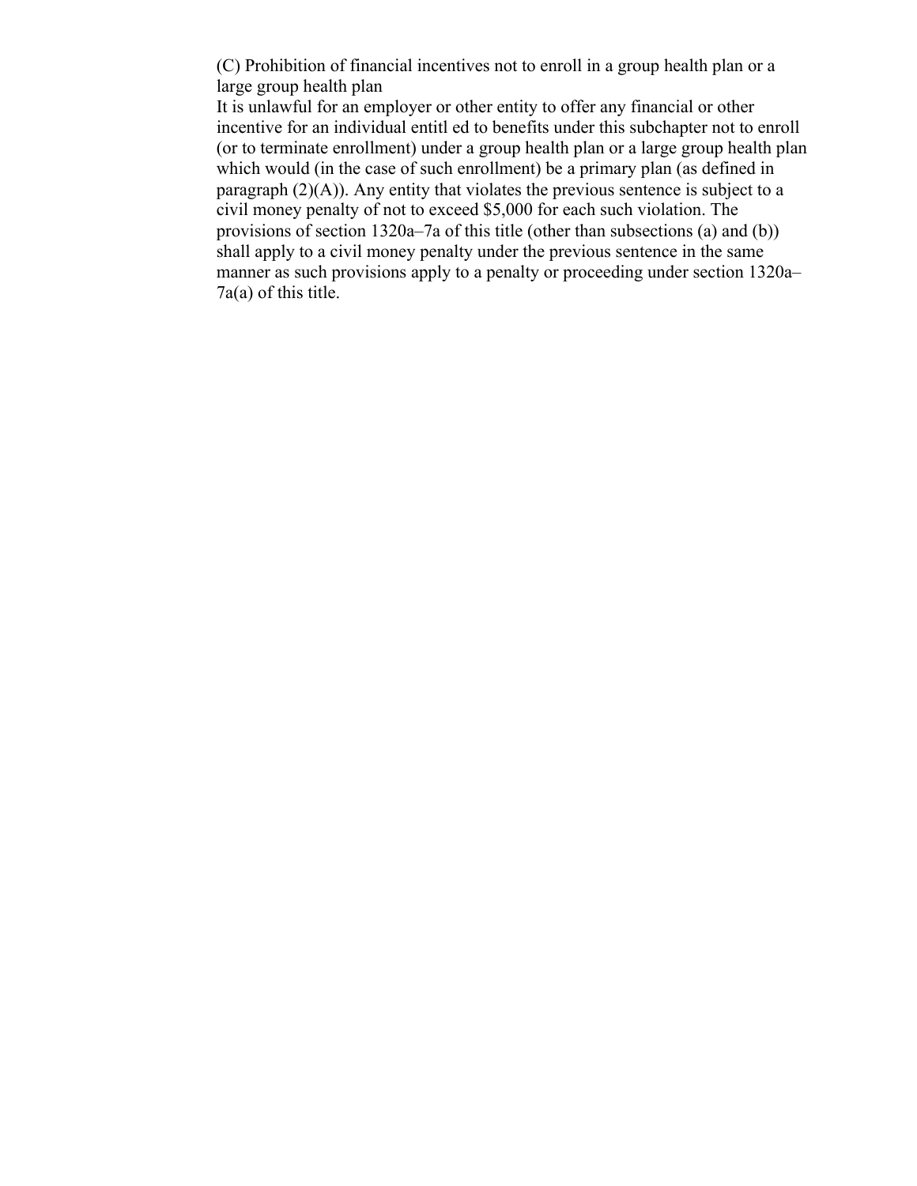(C) Prohibition of financial incentives not to enroll in a group health plan or a large group health plan

It is unlawful for an employer or other entity to offer any financial or other incentive for an individual entitl ed to benefits under this subchapter not to enroll (or to terminate enrollment) under a group health plan or a large group health plan which would (in the case of such enrollment) be a primary plan (as defined in paragraph (2)(A)). Any entity that violates the previous sentence is subject to a civil money penalty of not to exceed $5,000 for each such violation. The provisions of section 1320a–7a of this title (other than subsections (a) and (b)) shall apply to a civil money penalty under the previous sentence in the same manner as such provisions apply to a penalty or proceeding under section 1320a–7a(a) of this title.